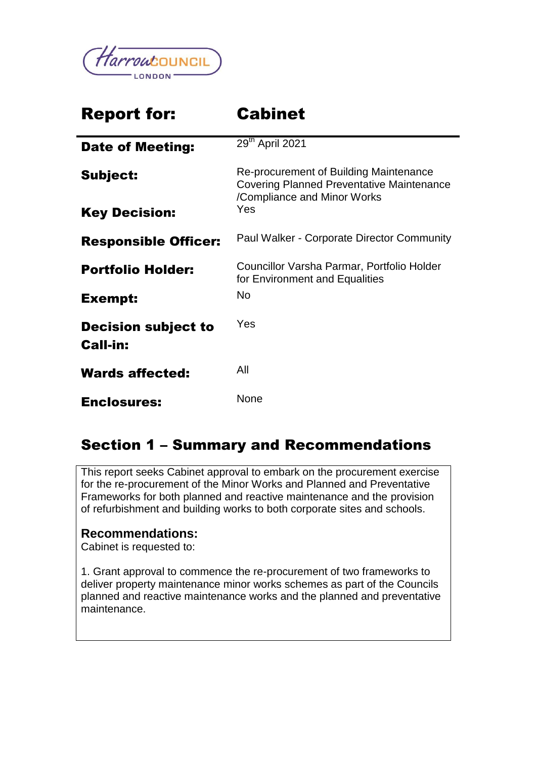Harrow COUNCIL LONDON

| **Report for:** | **Cabinet** |
| --- | --- |
| **Date of Meeting:** | 29th April 2021 |
| **Subject:** | Re-procurement of Building Maintenance Covering Planned Preventative Maintenance /Compliance and Minor Works |
| **Key Decision:** | Yes |
| **Responsible Officer:** | Paul Walker - Corporate Director Community |
| **Portfolio Holder:** | Councillor Varsha Parmar, Portfolio Holder for Environment and Equalities |
| **Exempt:** | No |
| **Decision subject to Call-in:** | Yes |
| **Wards affected:** | All |
| **Enclosures:** | None |

## Section 1 – Summary and Recommendations

This report seeks Cabinet approval to embark on the procurement exercise for the re-procurement of the Minor Works and Planned and Preventative Frameworks for both planned and reactive maintenance and the provision of refurbishment and building works to both corporate sites and schools.

### Recommendations:

Cabinet is requested to:

1. Grant approval to commence the re-procurement of two frameworks to deliver property maintenance minor works schemes as part of the Councils planned and reactive maintenance works and the planned and preventative maintenance.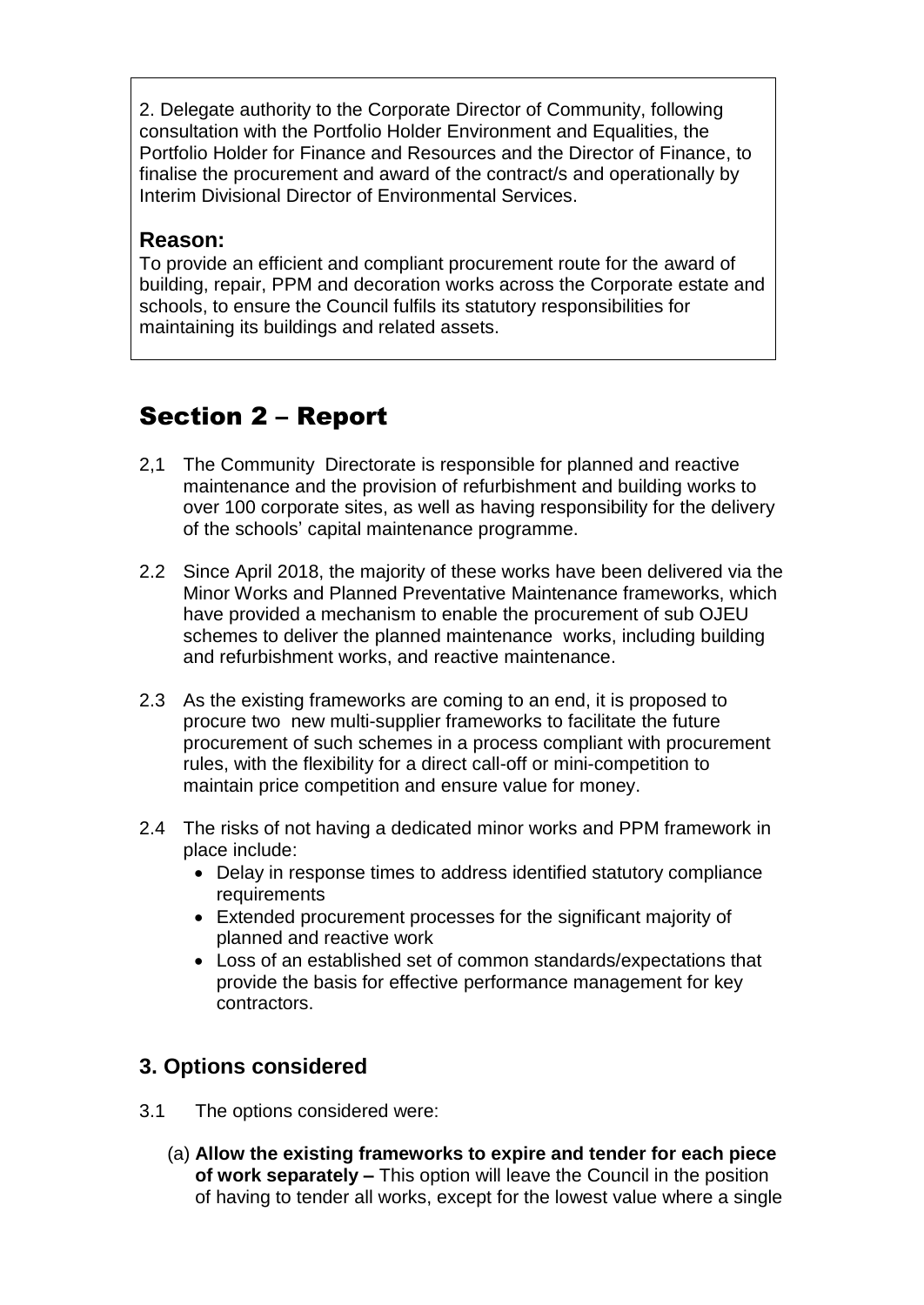2. Delegate authority to the Corporate Director of Community, following consultation with the Portfolio Holder Environment and Equalities, the Portfolio Holder for Finance and Resources and the Director of Finance, to finalise the procurement and award of the contract/s and operationally by Interim Divisional Director of Environmental Services.

### Reason:

To provide an efficient and compliant procurement route for the award of building, repair, PPM and decoration works across the Corporate estate and schools, to ensure the Council fulfils its statutory responsibilities for maintaining its buildings and related assets.

# Section 2 – Report

2,1 The Community Directorate is responsible for planned and reactive maintenance and the provision of refurbishment and building works to over 100 corporate sites, as well as having responsibility for the delivery of the schools' capital maintenance programme.

2.2 Since April 2018, the majority of these works have been delivered via the Minor Works and Planned Preventative Maintenance frameworks, which have provided a mechanism to enable the procurement of sub OJEU schemes to deliver the planned maintenance works, including building and refurbishment works, and reactive maintenance.

2.3 As the existing frameworks are coming to an end, it is proposed to procure two new multi-supplier frameworks to facilitate the future procurement of such schemes in a process compliant with procurement rules, with the flexibility for a direct call-off or mini-competition to maintain price competition and ensure value for money.

2.4 The risks of not having a dedicated minor works and PPM framework in place include:

- Delay in response times to address identified statutory compliance requirements
- Extended procurement processes for the significant majority of planned and reactive work
- Loss of an established set of common standards/expectations that provide the basis for effective performance management for key contractors.

## 3. Options considered

3.1 The options considered were:

(a) **Allow the existing frameworks to expire and tender for each piece of work separately –** This option will leave the Council in the position of having to tender all works, except for the lowest value where a single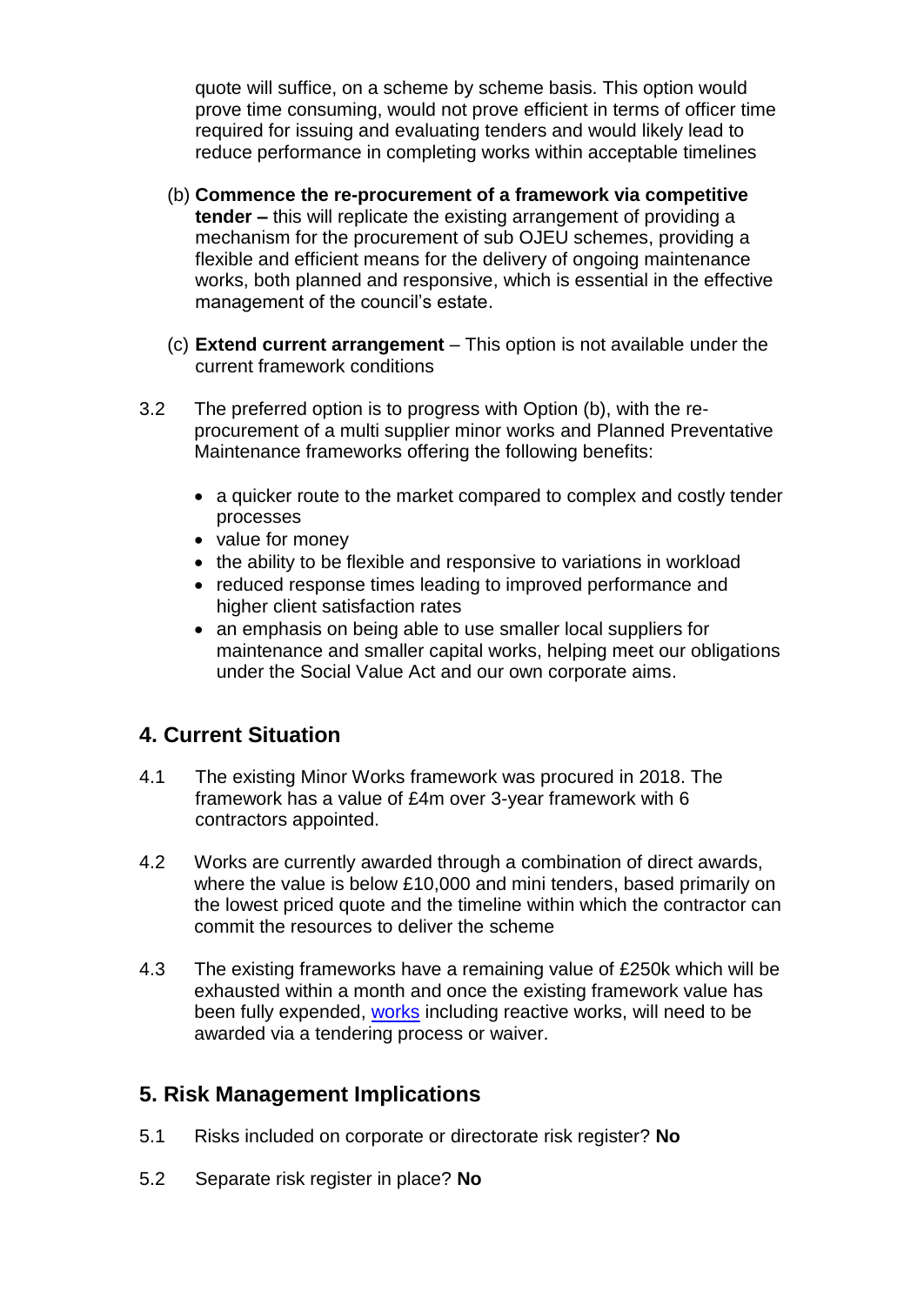quote will suffice, on a scheme by scheme basis. This option would prove time consuming, would not prove efficient in terms of officer time required for issuing and evaluating tenders and would likely lead to reduce performance in completing works within acceptable timelines

(b) **Commence the re-procurement of a framework via competitive tender –** this will replicate the existing arrangement of providing a mechanism for the procurement of sub OJEU schemes, providing a flexible and efficient means for the delivery of ongoing maintenance works, both planned and responsive, which is essential in the effective management of the council's estate.

(c) **Extend current arrangement** – This option is not available under the current framework conditions

3.2 The preferred option is to progress with Option (b), with the re-procurement of a multi supplier minor works and Planned Preventative Maintenance frameworks offering the following benefits:

- a quicker route to the market compared to complex and costly tender processes
- value for money
- the ability to be flexible and responsive to variations in workload
- reduced response times leading to improved performance and higher client satisfaction rates
- an emphasis on being able to use smaller local suppliers for maintenance and smaller capital works, helping meet our obligations under the Social Value Act and our own corporate aims.

## 4. Current Situation

4.1 The existing Minor Works framework was procured in 2018. The framework has a value of £4m over 3-year framework with 6 contractors appointed.

4.2 Works are currently awarded through a combination of direct awards, where the value is below £10,000 and mini tenders, based primarily on the lowest priced quote and the timeline within which the contractor can commit the resources to deliver the scheme

4.3 The existing frameworks have a remaining value of £250k which will be exhausted within a month and once the existing framework value has been fully expended, works including reactive works, will need to be awarded via a tendering process or waiver.

## 5. Risk Management Implications

5.1 Risks included on corporate or directorate risk register? **No**

5.2 Separate risk register in place? **No**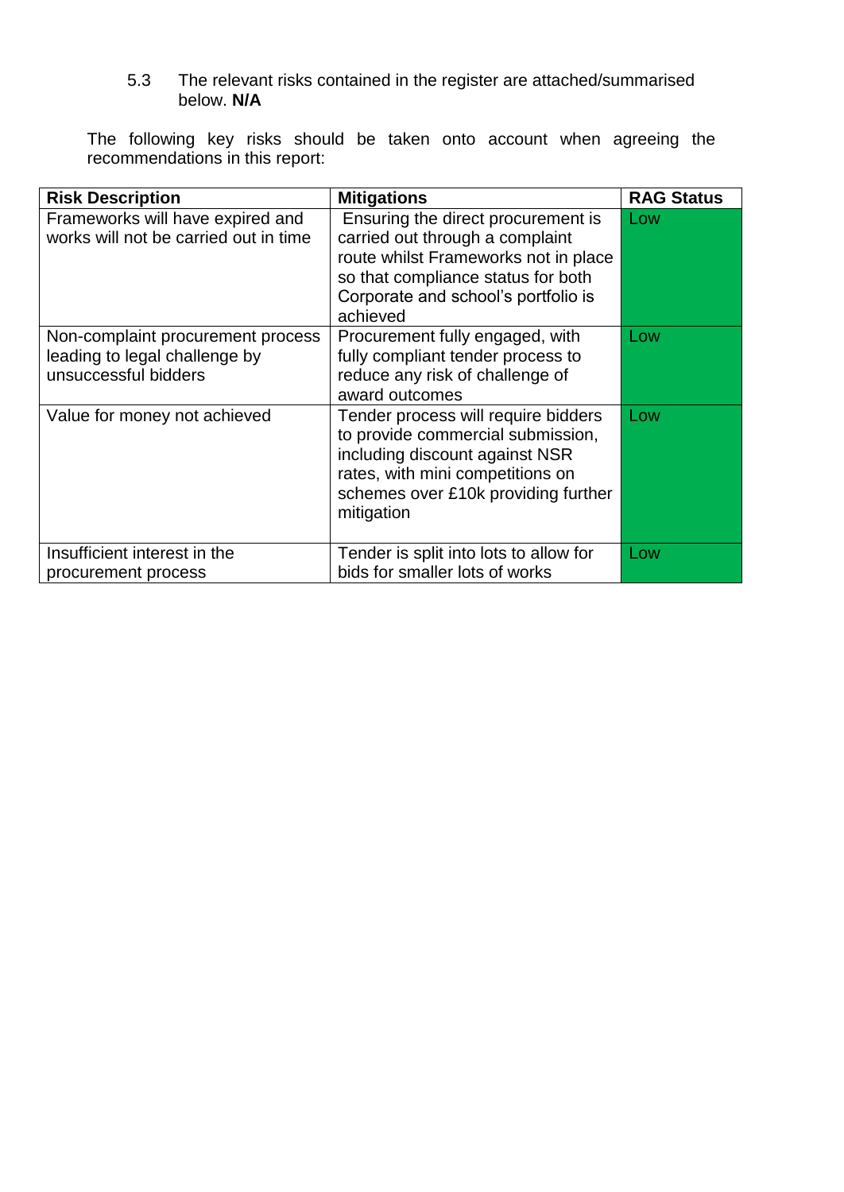5.3 The relevant risks contained in the register are attached/summarised below. **N/A**

The following key risks should be taken onto account when agreeing the recommendations in this report:

| **Risk Description** | **Mitigations** | **RAG Status** |
|---|---|---|
| Frameworks will have expired and works will not be carried out in time | Ensuring the direct procurement is carried out through a complaint route whilst Frameworks not in place so that compliance status for both Corporate and school's portfolio is achieved | Low |
| Non-complaint procurement process leading to legal challenge by unsuccessful bidders | Procurement fully engaged, with fully compliant tender process to reduce any risk of challenge of award outcomes | Low |
| Value for money not achieved | Tender process will require bidders to provide commercial submission, including discount against NSR rates, with mini competitions on schemes over £10k providing further mitigation | Low |
| Insufficient interest in the procurement process | Tender is split into lots to allow for bids for smaller lots of works | Low |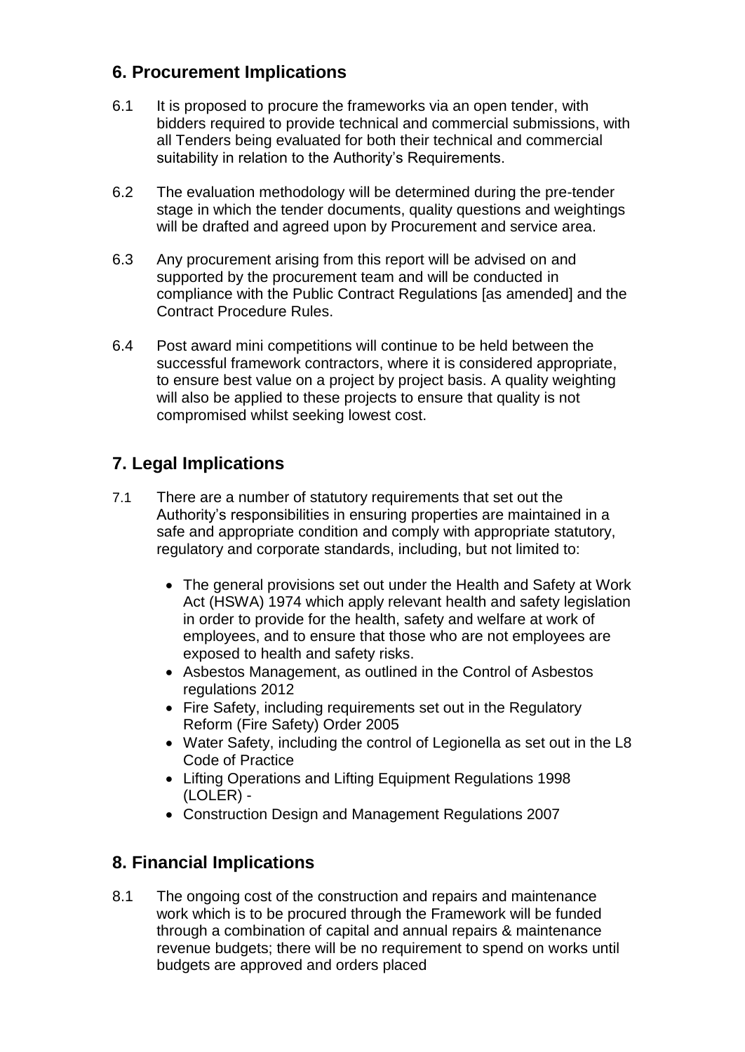## 6. Procurement Implications

6.1 It is proposed to procure the frameworks via an open tender, with bidders required to provide technical and commercial submissions, with all Tenders being evaluated for both their technical and commercial suitability in relation to the Authority's Requirements.

6.2 The evaluation methodology will be determined during the pre-tender stage in which the tender documents, quality questions and weightings will be drafted and agreed upon by Procurement and service area.

6.3 Any procurement arising from this report will be advised on and supported by the procurement team and will be conducted in compliance with the Public Contract Regulations [as amended] and the Contract Procedure Rules.

6.4 Post award mini competitions will continue to be held between the successful framework contractors, where it is considered appropriate, to ensure best value on a project by project basis. A quality weighting will also be applied to these projects to ensure that quality is not compromised whilst seeking lowest cost.

## 7. Legal Implications

7.1 There are a number of statutory requirements that set out the Authority's responsibilities in ensuring properties are maintained in a safe and appropriate condition and comply with appropriate statutory, regulatory and corporate standards, including, but not limited to:

- The general provisions set out under the Health and Safety at Work Act (HSWA) 1974 which apply relevant health and safety legislation in order to provide for the health, safety and welfare at work of employees, and to ensure that those who are not employees are exposed to health and safety risks.
- Asbestos Management, as outlined in the Control of Asbestos regulations 2012
- Fire Safety, including requirements set out in the Regulatory Reform (Fire Safety) Order 2005
- Water Safety, including the control of Legionella as set out in the L8 Code of Practice
- Lifting Operations and Lifting Equipment Regulations 1998 (LOLER) -
- Construction Design and Management Regulations 2007

## 8. Financial Implications

8.1 The ongoing cost of the construction and repairs and maintenance work which is to be procured through the Framework will be funded through a combination of capital and annual repairs & maintenance revenue budgets; there will be no requirement to spend on works until budgets are approved and orders placed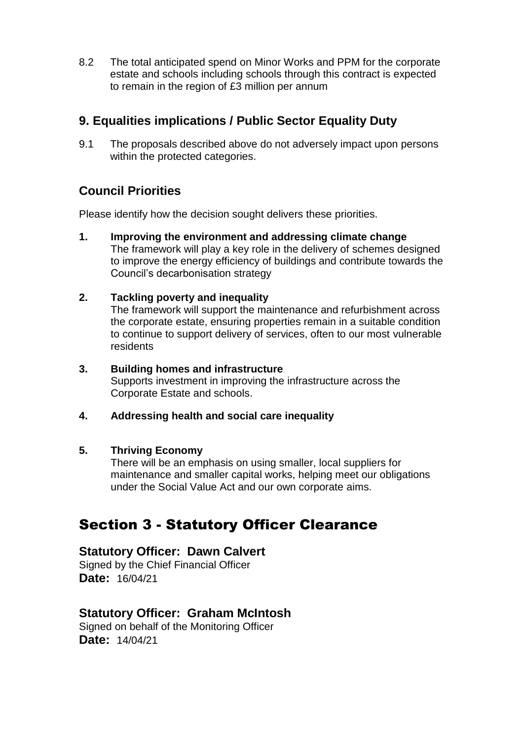8.2 The total anticipated spend on Minor Works and PPM for the corporate estate and schools including schools through this contract is expected to remain in the region of £3 million per annum

## 9. Equalities implications / Public Sector Equality Duty

9.1 The proposals described above do not adversely impact upon persons within the protected categories.

## Council Priorities

Please identify how the decision sought delivers these priorities.

**1. Improving the environment and addressing climate change**
The framework will play a key role in the delivery of schemes designed to improve the energy efficiency of buildings and contribute towards the Council's decarbonisation strategy

**2. Tackling poverty and inequality**
The framework will support the maintenance and refurbishment across the corporate estate, ensuring properties remain in a suitable condition to continue to support delivery of services, often to our most vulnerable residents

**3. Building homes and infrastructure**
Supports investment in improving the infrastructure across the Corporate Estate and schools.

**4. Addressing health and social care inequality**

**5. Thriving Economy**
There will be an emphasis on using smaller, local suppliers for maintenance and smaller capital works, helping meet our obligations under the Social Value Act and our own corporate aims.

# Section 3 - Statutory Officer Clearance

### Statutory Officer: Dawn Calvert

Signed by the Chief Financial Officer
**Date:** 16/04/21

### Statutory Officer: Graham McIntosh

Signed on behalf of the Monitoring Officer
**Date:** 14/04/21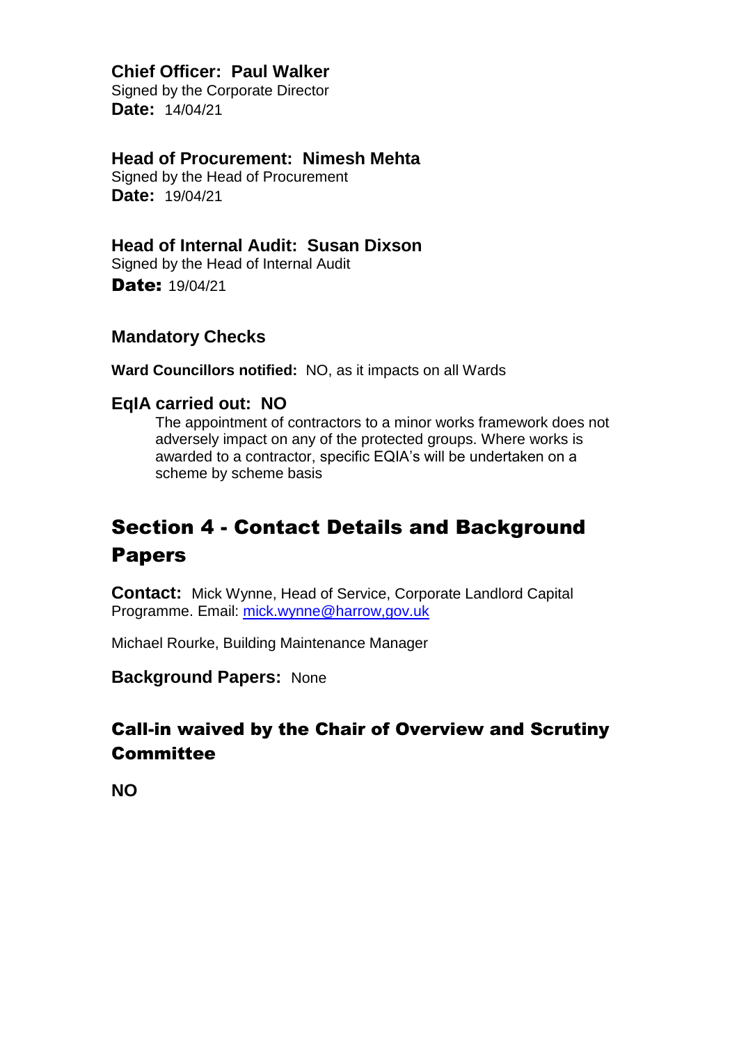**Chief Officer: Paul Walker**
Signed by the Corporate Director
**Date:** 14/04/21

**Head of Procurement: Nimesh Mehta**
Signed by the Head of Procurement
**Date:** 19/04/21

**Head of Internal Audit: Susan Dixson**
Signed by the Head of Internal Audit
**Date:** 19/04/21

**Mandatory Checks**

**Ward Councillors notified:** NO, as it impacts on all Wards

**EqIA carried out: NO**

The appointment of contractors to a minor works framework does not adversely impact on any of the protected groups. Where works is awarded to a contractor, specific EQIA's will be undertaken on a scheme by scheme basis

# Section 4 - Contact Details and Background Papers

**Contact:** Mick Wynne, Head of Service, Corporate Landlord Capital Programme. Email: mick.wynne@harrow,gov.uk

Michael Rourke, Building Maintenance Manager

**Background Papers:** None

## Call-in waived by the Chair of Overview and Scrutiny Committee

**NO**